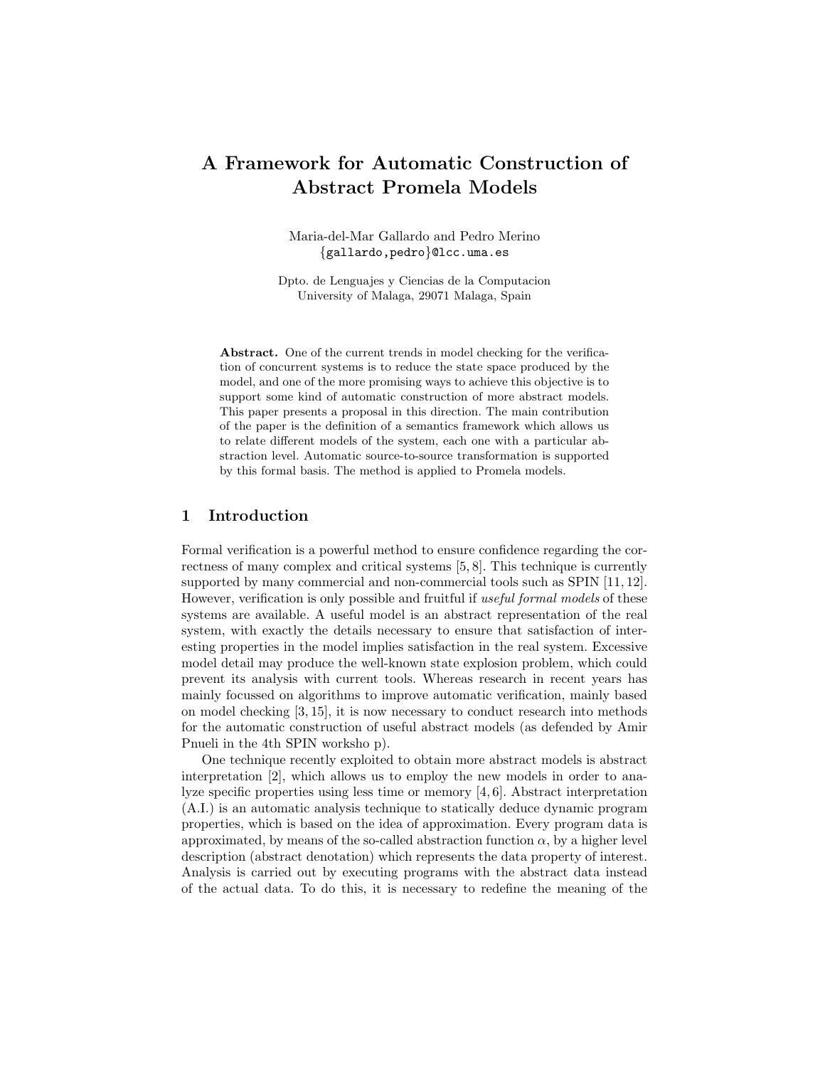# A Framework for Automatic Construction of Abstract Promela Models

Maria-del-Mar Gallardo and Pedro Merino
{gallardo,pedro}@lcc.uma.es

Dpto. de Lenguajes y Ciencias de la Computacion
University of Malaga, 29071 Malaga, Spain

**Abstract.** One of the current trends in model checking for the verification of concurrent systems is to reduce the state space produced by the model, and one of the more promising ways to achieve this objective is to support some kind of automatic construction of more abstract models. This paper presents a proposal in this direction. The main contribution of the paper is the definition of a semantics framework which allows us to relate different models of the system, each one with a particular abstraction level. Automatic source-to-source transformation is supported by this formal basis. The method is applied to Promela models.

## 1 Introduction

Formal verification is a powerful method to ensure confidence regarding the correctness of many complex and critical systems [5, 8]. This technique is currently supported by many commercial and non-commercial tools such as SPIN [11, 12]. However, verification is only possible and fruitful if *useful formal models* of these systems are available. A useful model is an abstract representation of the real system, with exactly the details necessary to ensure that satisfaction of interesting properties in the model implies satisfaction in the real system. Excessive model detail may produce the well-known state explosion problem, which could prevent its analysis with current tools. Whereas research in recent years has mainly focussed on algorithms to improve automatic verification, mainly based on model checking [3, 15], it is now necessary to conduct research into methods for the automatic construction of useful abstract models (as defended by Amir Pnueli in the 4th SPIN worksho p).

One technique recently exploited to obtain more abstract models is abstract interpretation [2], which allows us to employ the new models in order to analyze specific properties using less time or memory [4, 6]. Abstract interpretation (A.I.) is an automatic analysis technique to statically deduce dynamic program properties, which is based on the idea of approximation. Every program data is approximated, by means of the so-called abstraction function $\alpha$, by a higher level description (abstract denotation) which represents the data property of interest. Analysis is carried out by executing programs with the abstract data instead of the actual data. To do this, it is necessary to redefine the meaning of the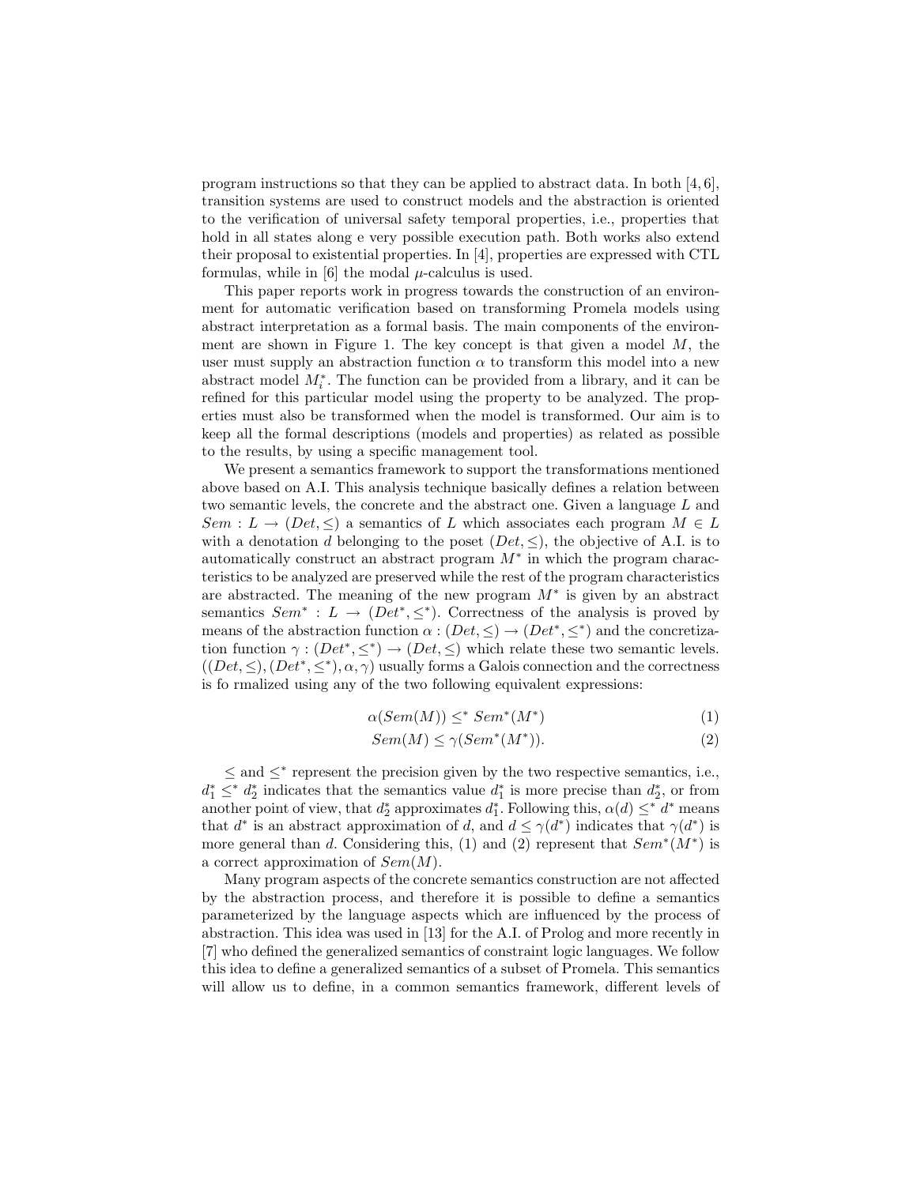program instructions so that they can be applied to abstract data. In both [4, 6], transition systems are used to construct models and the abstraction is oriented to the verification of universal safety temporal properties, i.e., properties that hold in all states along e very possible execution path. Both works also extend their proposal to existential properties. In [4], properties are expressed with CTL formulas, while in [6] the modal $\mu$-calculus is used.

This paper reports work in progress towards the construction of an environment for automatic verification based on transforming Promela models using abstract interpretation as a formal basis. The main components of the environment are shown in Figure 1. The key concept is that given a model $M$, the user must supply an abstraction function $\alpha$ to transform this model into a new abstract model $M_i^*$. The function can be provided from a library, and it can be refined for this particular model using the property to be analyzed. The properties must also be transformed when the model is transformed. Our aim is to keep all the formal descriptions (models and properties) as related as possible to the results, by using a specific management tool.

We present a semantics framework to support the transformations mentioned above based on A.I. This analysis technique basically defines a relation between two semantic levels, the concrete and the abstract one. Given a language $L$ and $Sem : L \rightarrow (Det, \leq)$ a semantics of $L$ which associates each program $M \in L$ with a denotation $d$ belonging to the poset $(Det, \leq)$, the objective of A.I. is to automatically construct an abstract program $M^*$ in which the program characteristics to be analyzed are preserved while the rest of the program characteristics are abstracted. The meaning of the new program $M^*$ is given by an abstract semantics $Sem^* : L \rightarrow (Det^*, \leq^*)$. Correctness of the analysis is proved by means of the abstraction function $\alpha : (Det, \leq) \rightarrow (Det^*, \leq^*)$ and the concretization function $\gamma : (Det^*, \leq^*) \rightarrow (Det, \leq)$ which relate these two semantic levels. $((Det, \leq), (Det^*, \leq^*), \alpha, \gamma)$ usually forms a Galois connection and the correctness is fo rmalized using any of the two following equivalent expressions:

$$\alpha(Sem(M)) \leq^* Sem^*(M^*) \tag{1}$$

$$Sem(M) \leq \gamma(Sem^*(M^*)). \tag{2}$$

$\leq$ and $\leq^*$ represent the precision given by the two respective semantics, i.e., $d_1^* \leq^* d_2^*$ indicates that the semantics value $d_1^*$ is more precise than $d_2^*$, or from another point of view, that $d_2^*$ approximates $d_1^*$. Following this, $\alpha(d) \leq^* d^*$ means that $d^*$ is an abstract approximation of $d$, and $d \leq \gamma(d^*)$ indicates that $\gamma(d^*)$ is more general than $d$. Considering this, (1) and (2) represent that $Sem^*(M^*)$ is a correct approximation of $Sem(M)$.

Many program aspects of the concrete semantics construction are not affected by the abstraction process, and therefore it is possible to define a semantics parameterized by the language aspects which are influenced by the process of abstraction. This idea was used in [13] for the A.I. of Prolog and more recently in [7] who defined the generalized semantics of constraint logic languages. We follow this idea to define a generalized semantics of a subset of Promela. This semantics will allow us to define, in a common semantics framework, different levels of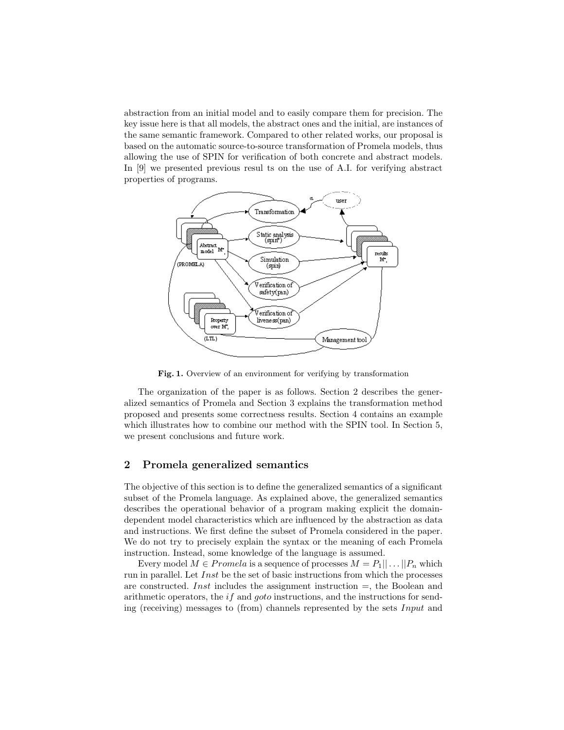abstraction from an initial model and to easily compare them for precision. The key issue here is that all models, the abstract ones and the initial, are instances of the same semantic framework. Compared to other related works, our proposal is based on the automatic source-to-source transformation of Promela models, thus allowing the use of SPIN for verification of both concrete and abstract models. In [9] we presented previous resul ts on the use of A.I. for verifying abstract properties of programs.

**Fig. 1.** Overview of an environment for verifying by transformation

The organization of the paper is as follows. Section 2 describes the generalized semantics of Promela and Section 3 explains the transformation method proposed and presents some correctness results. Section 4 contains an example which illustrates how to combine our method with the SPIN tool. In Section 5, we present conclusions and future work.

## 2 Promela generalized semantics

The objective of this section is to define the generalized semantics of a significant subset of the Promela language. As explained above, the generalized semantics describes the operational behavior of a program making explicit the domain-dependent model characteristics which are influenced by the abstraction as data and instructions. We first define the subset of Promela considered in the paper. We do not try to precisely explain the syntax or the meaning of each Promela instruction. Instead, some knowledge of the language is assumed.

Every model $M \in Promela$ is a sequence of processes $M = P_1 || \ldots || P_n$ which run in parallel. Let $Inst$ be the set of basic instructions from which the processes are constructed. $Inst$ includes the assignment instruction $=$, the Boolean and arithmetic operators, the $if$ and $goto$ instructions, and the instructions for sending (receiving) messages to (from) channels represented by the sets $Input$ and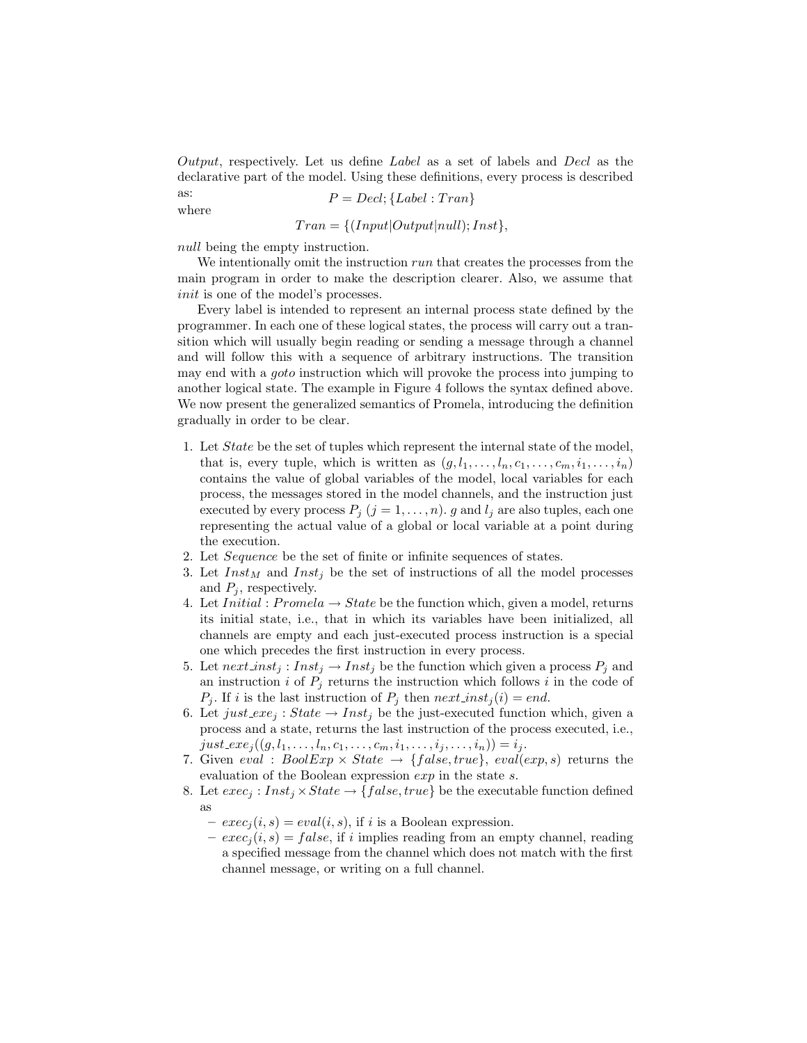*Output*, respectively. Let us define *Label* as a set of labels and *Decl* as the declarative part of the model. Using these definitions, every process is described as:

$$P = Decl; \{Label : Tran\}$$

where

$$Tran = \{(Input|Output|null); Inst\},$$

*null* being the empty instruction.

We intentionally omit the instruction *run* that creates the processes from the main program in order to make the description clearer. Also, we assume that *init* is one of the model's processes.

Every label is intended to represent an internal process state defined by the programmer. In each one of these logical states, the process will carry out a transition which will usually begin reading or sending a message through a channel and will follow this with a sequence of arbitrary instructions. The transition may end with a *goto* instruction which will provoke the process into jumping to another logical state. The example in Figure 4 follows the syntax defined above. We now present the generalized semantics of Promela, introducing the definition gradually in order to be clear.

1. Let *State* be the set of tuples which represent the internal state of the model, that is, every tuple, which is written as $(g, l_1, \ldots, l_n, c_1, \ldots, c_m, i_1, \ldots, i_n)$ contains the value of global variables of the model, local variables for each process, the messages stored in the model channels, and the instruction just executed by every process $P_j$ $(j = 1, \ldots, n)$. $g$ and $l_j$ are also tuples, each one representing the actual value of a global or local variable at a point during the execution.
2. Let *Sequence* be the set of finite or infinite sequences of states.
3. Let $Inst_M$ and $Inst_j$ be the set of instructions of all the model processes and $P_j$, respectively.
4. Let $Initial : Promela \rightarrow State$ be the function which, given a model, returns its initial state, i.e., that in which its variables have been initialized, all channels are empty and each just-executed process instruction is a special one which precedes the first instruction in every process.
5. Let $next\_inst_j : Inst_j \rightarrow Inst_j$ be the function which given a process $P_j$ and an instruction $i$ of $P_j$ returns the instruction which follows $i$ in the code of $P_j$. If $i$ is the last instruction of $P_j$ then $next\_inst_j(i) = end$.
6. Let $just\_exe_j : State \rightarrow Inst_j$ be the just-executed function which, given a process and a state, returns the last instruction of the process executed, i.e., $just\_exe_j((g, l_1, \ldots, l_n, c_1, \ldots, c_m, i_1, \ldots, i_j, \ldots, i_n)) = i_j$.
7. Given $eval : BoolExp \times State \rightarrow \{false, true\}$, $eval(exp, s)$ returns the evaluation of the Boolean expression $exp$ in the state $s$.
8. Let $exec_j : Inst_j \times State \rightarrow \{false, true\}$ be the executable function defined as
   - $exec_j(i, s) = eval(i, s)$, if $i$ is a Boolean expression.
   - $exec_j(i, s) = false$, if $i$ implies reading from an empty channel, reading a specified message from the channel which does not match with the first channel message, or writing on a full channel.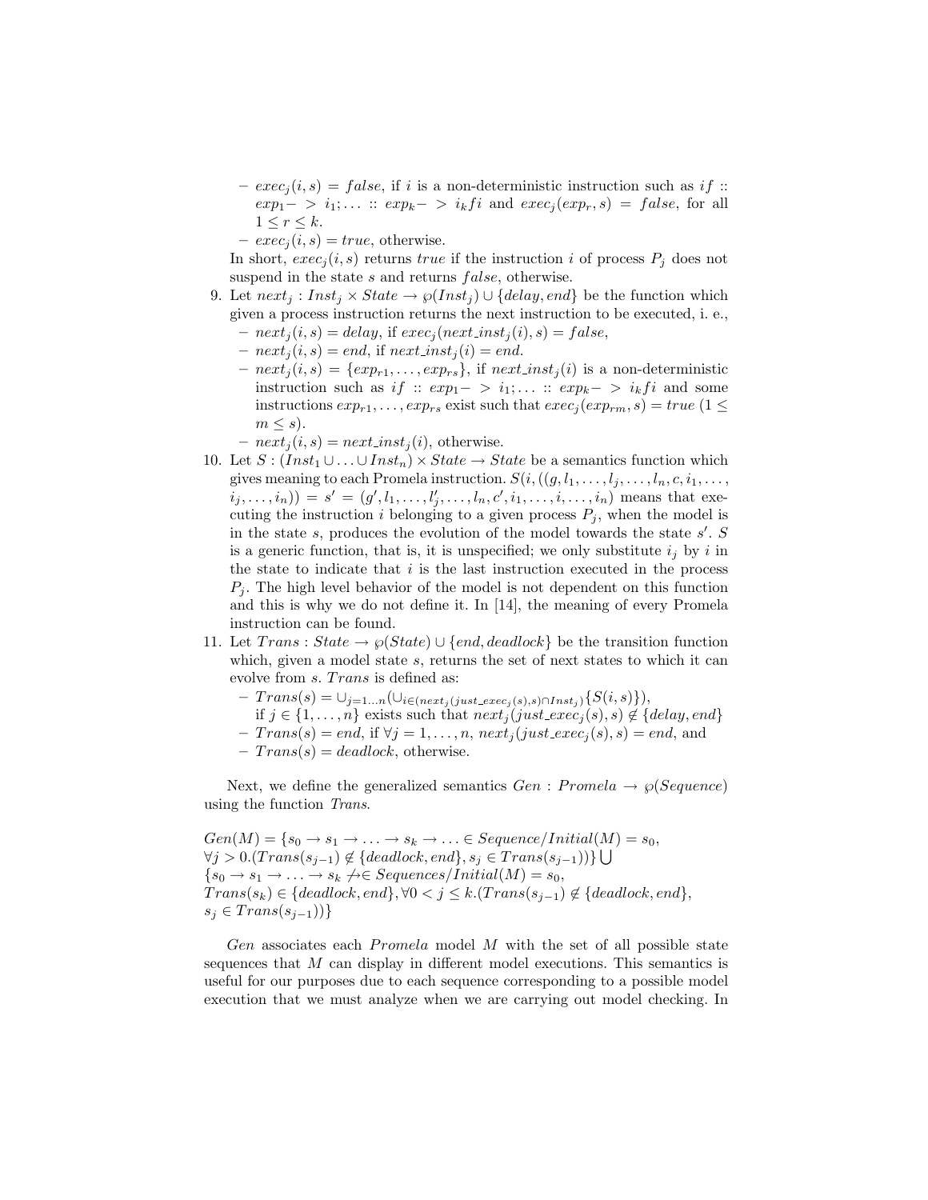- $exec_j(i,s) = false$, if $i$ is a non-deterministic instruction such as $if :: exp_1 -> i_1; \ldots :: exp_k -> i_k fi$ and $exec_j(exp_r, s) = false$, for all $1 \le r \le k$.
   - $exec_j(i,s) = true$, otherwise.

   In short, $exec_j(i,s)$ returns $true$ if the instruction $i$ of process $P_j$ does not suspend in the state $s$ and returns $false$, otherwise.
9. Let $next_j : Inst_j \times State \rightarrow \wp(Inst_j) \cup \{delay, end\}$ be the function which given a process instruction returns the next instruction to be executed, i. e.,
   - $next_j(i,s) = delay$, if $exec_j(next\_inst_j(i), s) = false$,
   - $next_j(i,s) = end$, if $next\_inst_j(i) = end$.
   - $next_j(i,s) = \{exp_{r1}, \ldots, exp_{rs}\}$, if $next\_inst_j(i)$ is a non-deterministic instruction such as $if :: exp_1 -> i_1; \ldots :: exp_k -> i_k fi$ and some instructions $exp_{r1}, \ldots, exp_{rs}$ exist such that $exec_j(exp_{rm}, s) = true$ ($1 \le m \le s$).
   - $next_j(i,s) = next\_inst_j(i)$, otherwise.
10. Let $S : (Inst_1 \cup \ldots \cup Inst_n) \times State \rightarrow State$ be a semantics function which gives meaning to each Promela instruction. $S(i, ((g, l_1, \ldots, l_j, \ldots, l_n, c, i_1, \ldots, i_j, \ldots, i_n)) = s' = (g', l_1, \ldots, l'_j, \ldots, l_n, c', i_1, \ldots, i, \ldots, i_n)$ means that executing the instruction $i$ belonging to a given process $P_j$, when the model is in the state $s$, produces the evolution of the model towards the state $s'$. $S$ is a generic function, that is, it is unspecified; we only substitute $i_j$ by $i$ in the state to indicate that $i$ is the last instruction executed in the process $P_j$. The high level behavior of the model is not dependent on this function and this is why we do not define it. In [14], the meaning of every Promela instruction can be found.
11. Let $Trans : State \rightarrow \wp(State) \cup \{end, deadlock\}$ be the transition function which, given a model state $s$, returns the set of next states to which it can evolve from $s$. $Trans$ is defined as:
   - $Trans(s) = \cup_{j=1\ldots n}(\cup_{i \in (next_j(just\_exec_j(s),s) \cap Inst_j)}\{S(i,s)\})$, if $j \in \{1, \ldots, n\}$ exists such that $next_j(just\_exec_j(s), s) \notin \{delay, end\}$
   - $Trans(s) = end$, if $\forall j = 1, \ldots, n$, $next_j(just\_exec_j(s), s) = end$, and
   - $Trans(s) = deadlock$, otherwise.

Next, we define the generalized semantics $Gen : Promela \rightarrow \wp(Sequence)$ using the function $Trans$.

$$Gen(M) = \{s_0 \rightarrow s_1 \rightarrow \ldots \rightarrow s_k \rightarrow \ldots \in Sequence / Initial(M) = s_0,$$
$$\forall j > 0.(Trans(s_{j-1}) \notin \{deadlock, end\}, s_j \in Trans(s_{j-1}))\} \bigcup$$
$$\{s_0 \rightarrow s_1 \rightarrow \ldots \rightarrow s_k \not\rightarrow \in Sequences / Initial(M) = s_0,$$
$$Trans(s_k) \in \{deadlock, end\}, \forall 0 < j \le k.(Trans(s_{j-1}) \notin \{deadlock, end\},$$
$$s_j \in Trans(s_{j-1}))\}$$

$Gen$ associates each $Promela$ model $M$ with the set of all possible state sequences that $M$ can display in different model executions. This semantics is useful for our purposes due to each sequence corresponding to a possible model execution that we must analyze when we are carrying out model checking. In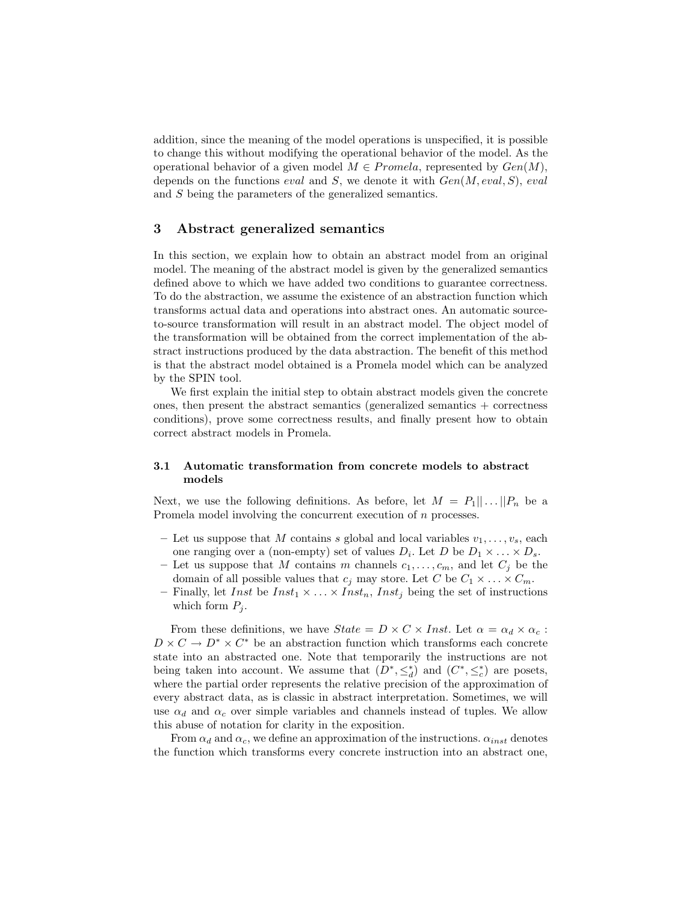addition, since the meaning of the model operations is unspecified, it is possible to change this without modifying the operational behavior of the model. As the operational behavior of a given model $M \in Promela$, represented by $Gen(M)$, depends on the functions $eval$ and $S$, we denote it with $Gen(M, eval, S)$, $eval$ and $S$ being the parameters of the generalized semantics.

## 3 Abstract generalized semantics

In this section, we explain how to obtain an abstract model from an original model. The meaning of the abstract model is given by the generalized semantics defined above to which we have added two conditions to guarantee correctness. To do the abstraction, we assume the existence of an abstraction function which transforms actual data and operations into abstract ones. An automatic source-to-source transformation will result in an abstract model. The object model of the transformation will be obtained from the correct implementation of the abstract instructions produced by the data abstraction. The benefit of this method is that the abstract model obtained is a Promela model which can be analyzed by the SPIN tool.

We first explain the initial step to obtain abstract models given the concrete ones, then present the abstract semantics (generalized semantics + correctness conditions), prove some correctness results, and finally present how to obtain correct abstract models in Promela.

### 3.1 Automatic transformation from concrete models to abstract models

Next, we use the following definitions. As before, let $M = P_1 || \ldots || P_n$ be a Promela model involving the concurrent execution of $n$ processes.

- Let us suppose that $M$ contains $s$ global and local variables $v_1, \ldots, v_s$, each one ranging over a (non-empty) set of values $D_i$. Let $D$ be $D_1 \times \ldots \times D_s$.
- Let us suppose that $M$ contains $m$ channels $c_1, \ldots, c_m$, and let $C_j$ be the domain of all possible values that $c_j$ may store. Let $C$ be $C_1 \times \ldots \times C_m$.
- Finally, let $Inst$ be $Inst_1 \times \ldots \times Inst_n$, $Inst_j$ being the set of instructions which form $P_j$.

From these definitions, we have $State = D \times C \times Inst$. Let $\alpha = \alpha_d \times \alpha_c : D \times C \to D^* \times C^*$ be an abstraction function which transforms each concrete state into an abstracted one. Note that temporarily the instructions are not being taken into account. We assume that $(D^*, \leq_d^*)$ and $(C^*, \leq_c^*)$ are posets, where the partial order represents the relative precision of the approximation of every abstract data, as is classic in abstract interpretation. Sometimes, we will use $\alpha_d$ and $\alpha_c$ over simple variables and channels instead of tuples. We allow this abuse of notation for clarity in the exposition.

From $\alpha_d$ and $\alpha_c$, we define an approximation of the instructions. $\alpha_{inst}$ denotes the function which transforms every concrete instruction into an abstract one,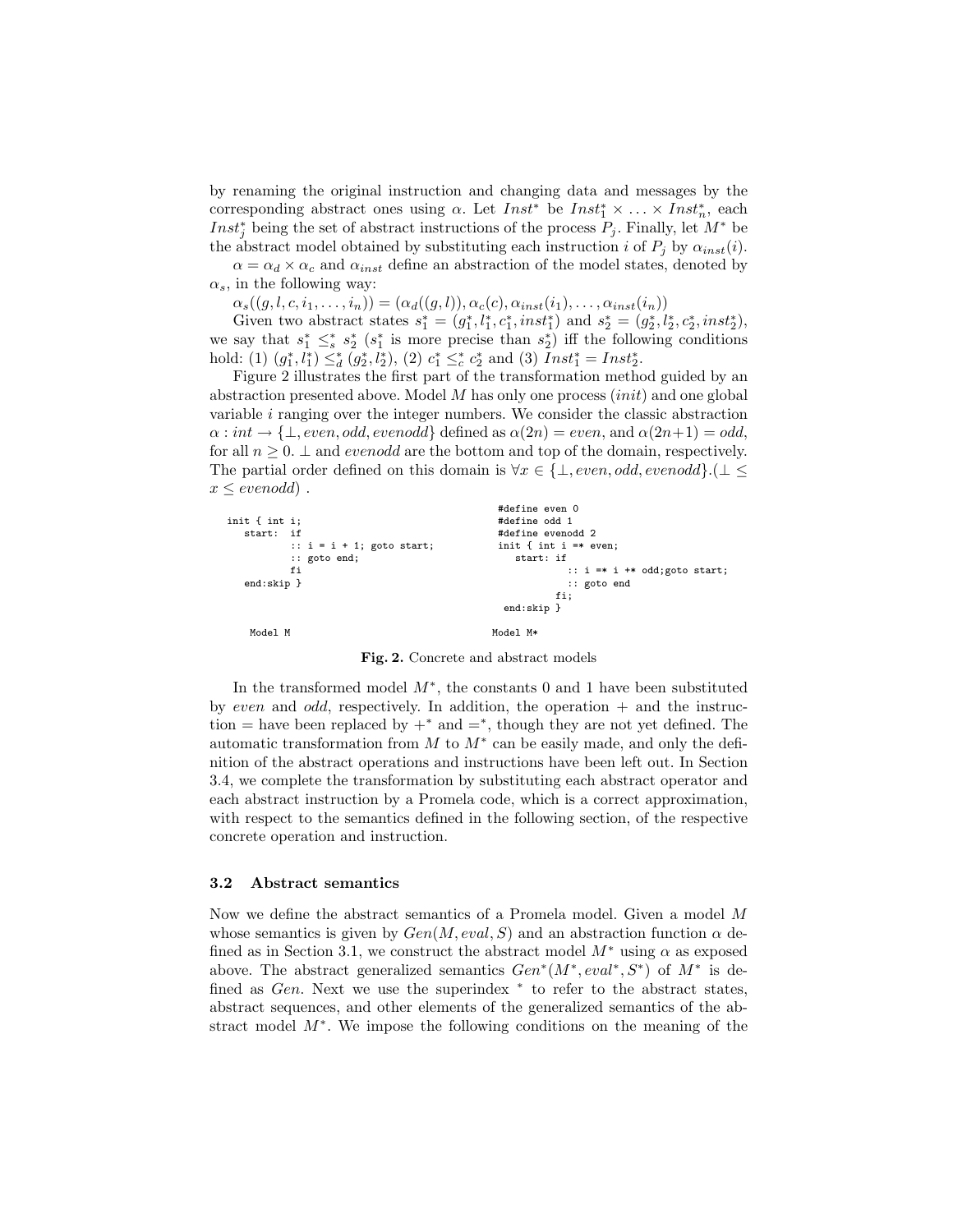by renaming the original instruction and changing data and messages by the corresponding abstract ones using $\alpha$. Let $Inst^*$ be $Inst^*_1 \times \ldots \times Inst^*_n$, each $Inst^*_j$ being the set of abstract instructions of the process $P_j$. Finally, let $M^*$ be the abstract model obtained by substituting each instruction $i$ of $P_j$ by $\alpha_{inst}(i)$.

$\alpha = \alpha_d \times \alpha_c$ and $\alpha_{inst}$ define an abstraction of the model states, denoted by $\alpha_s$, in the following way:

$\alpha_s((g, l, c, i_1, \ldots, i_n)) = (\alpha_d((g, l)), \alpha_c(c), \alpha_{inst}(i_1), \ldots, \alpha_{inst}(i_n))$

Given two abstract states $s^*_1 = (g^*_1, l^*_1, c^*_1, inst^*_1)$ and $s^*_2 = (g^*_2, l^*_2, c^*_2, inst^*_2)$, we say that $s^*_1 \leq^*_s s^*_2$ ($s^*_1$ is more precise than $s^*_2$) iff the following conditions hold: (1) $(g^*_1, l^*_1) \leq^*_d (g^*_2, l^*_2)$, (2) $c^*_1 \leq^*_c c^*_2$ and (3) $Inst^*_1 = Inst^*_2$.

Figure 2 illustrates the first part of the transformation method guided by an abstraction presented above. Model $M$ has only one process (*init*) and one global variable $i$ ranging over the integer numbers. We consider the classic abstraction $\alpha : int \rightarrow \{\bot, even, odd, evenodd\}$ defined as $\alpha(2n) = even$, and $\alpha(2n+1) = odd$, for all $n \geq 0$. $\bot$ and *evenodd* are the bottom and top of the domain, respectively. The partial order defined on this domain is $\forall x \in \{\bot, even, odd, evenodd\}.(\bot \leq x \leq evenodd)$ .

```
init { int i;
   start:  if
           :: i = i + 1; goto start;
           :: goto end;
           fi
   end:skip }

     Model M
```

```
#define even 0
#define odd 1
#define evenodd 2
init { int i =* even;
   start: if
          :: i =* i +* odd;goto start;
          :: goto end
         fi;
 end:skip }

Model M*
```

**Fig. 2.** Concrete and abstract models

In the transformed model $M^*$, the constants 0 and 1 have been substituted by *even* and *odd*, respectively. In addition, the operation $+$ and the instruction $=$ have been replaced by $+^*$ and $=^*$, though they are not yet defined. The automatic transformation from $M$ to $M^*$ can be easily made, and only the definition of the abstract operations and instructions have been left out. In Section 3.4, we complete the transformation by substituting each abstract operator and each abstract instruction by a Promela code, which is a correct approximation, with respect to the semantics defined in the following section, of the respective concrete operation and instruction.

### 3.2 Abstract semantics

Now we define the abstract semantics of a Promela model. Given a model $M$ whose semantics is given by $Gen(M, eval, S)$ and an abstraction function $\alpha$ defined as in Section 3.1, we construct the abstract model $M^*$ using $\alpha$ as exposed above. The abstract generalized semantics $Gen^*(M^*, eval^*, S^*)$ of $M^*$ is defined as $Gen$. Next we use the superindex $^*$ to refer to the abstract states, abstract sequences, and other elements of the generalized semantics of the abstract model $M^*$. We impose the following conditions on the meaning of the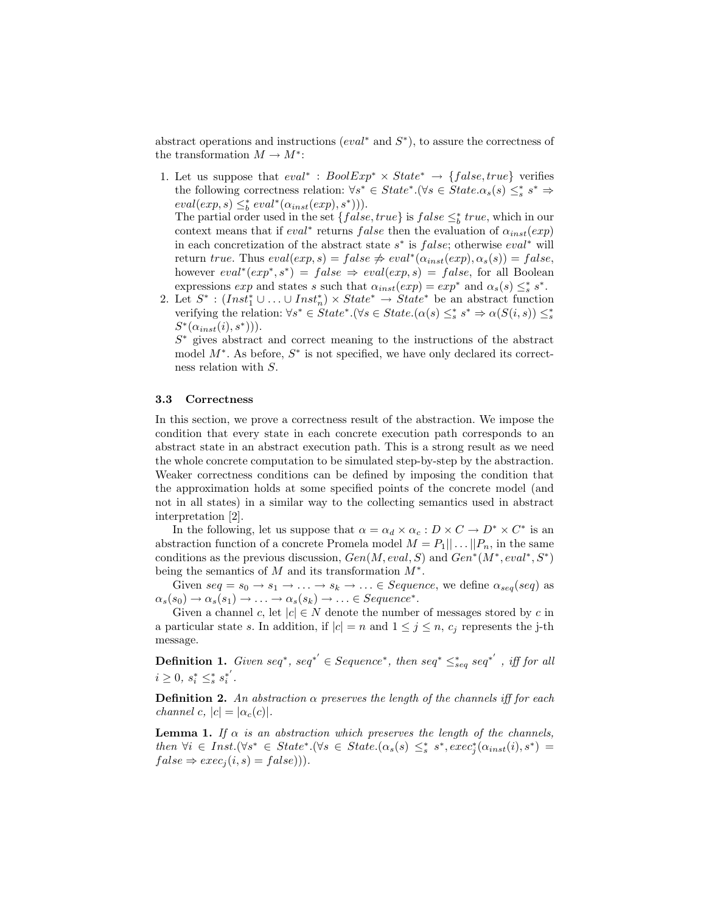abstract operations and instructions ($eval^*$ and $S^*$), to assure the correctness of the transformation $M \rightarrow M^*$:

1. Let us suppose that $eval^* : BoolExp^* \times State^* \rightarrow \{false, true\}$ verifies the following correctness relation: $\forall s^* \in State^*.(\forall s \in State.\alpha_s(s) \leq_s^* s^* \Rightarrow eval(exp, s) \leq_b^* eval^*(\alpha_{inst}(exp), s^*)))$.
   The partial order used in the set $\{false, true\}$ is $false \leq_b^* true$, which in our context means that if $eval^*$ returns $false$ then the evaluation of $\alpha_{inst}(exp)$ in each concretization of the abstract state $s^*$ is $false$; otherwise $eval^*$ will return $true$. Thus $eval(exp, s) = false \not\Rightarrow eval^*(\alpha_{inst}(exp), \alpha_s(s)) = false$, however $eval^*(exp^*, s^*) = false \Rightarrow eval(exp, s) = false$, for all Boolean expressions $exp$ and states $s$ such that $\alpha_{inst}(exp) = exp^*$ and $\alpha_s(s) \leq_s^* s^*$.
2. Let $S^* : (Inst_1^* \cup \ldots \cup Inst_n^*) \times State^* \rightarrow State^*$ be an abstract function verifying the relation: $\forall s^* \in State^*.(\forall s \in State.(\alpha(s) \leq_s^* s^* \Rightarrow \alpha(S(i, s)) \leq_s^* S^*(\alpha_{inst}(i), s^*)))$.
   $S^*$ gives abstract and correct meaning to the instructions of the abstract model $M^*$. As before, $S^*$ is not specified, we have only declared its correctness relation with $S$.

### 3.3 Correctness

In this section, we prove a correctness result of the abstraction. We impose the condition that every state in each concrete execution path corresponds to an abstract state in an abstract execution path. This is a strong result as we need the whole concrete computation to be simulated step-by-step by the abstraction. Weaker correctness conditions can be defined by imposing the condition that the approximation holds at some specified points of the concrete model (and not in all states) in a similar way to the collecting semantics used in abstract interpretation [2].

In the following, let us suppose that $\alpha = \alpha_d \times \alpha_c : D \times C \rightarrow D^* \times C^*$ is an abstraction function of a concrete Promela model $M = P_1 || \ldots || P_n$, in the same conditions as the previous discussion, $Gen(M, eval, S)$ and $Gen^*(M^*, eval^*, S^*)$ being the semantics of $M$ and its transformation $M^*$.

Given $seq = s_0 \rightarrow s_1 \rightarrow \ldots \rightarrow s_k \rightarrow \ldots \in Sequence$, we define $\alpha_{seq}(seq)$ as $\alpha_s(s_0) \rightarrow \alpha_s(s_1) \rightarrow \ldots \rightarrow \alpha_s(s_k) \rightarrow \ldots \in Sequence^*$.

Given a channel $c$, let $|c| \in N$ denote the number of messages stored by $c$ in a particular state $s$. In addition, if $|c| = n$ and $1 \leq j \leq n$, $c_j$ represents the j-th message.

**Definition 1.** *Given* $seq^*$, $seq^{*'} \in Sequence^*$, *then* $seq^* \leq_{seq}^* seq^{*'}$ *, iff for all* $i \geq 0$, $s_i^* \leq_s^* s_i^{*'}$.

**Definition 2.** *An abstraction* $\alpha$ *preserves the length of the channels iff for each channel* $c$, $|c| = |\alpha_c(c)|$.

**Lemma 1.** *If* $\alpha$ *is an abstraction which preserves the length of the channels, then* $\forall i \in Inst.(\forall s^* \in State^*.(\forall s \in State.(\alpha_s(s) \leq_s^* s^*, exec_j^*(\alpha_{inst}(i), s^*) = false \Rightarrow exec_j(i, s) = false)))$.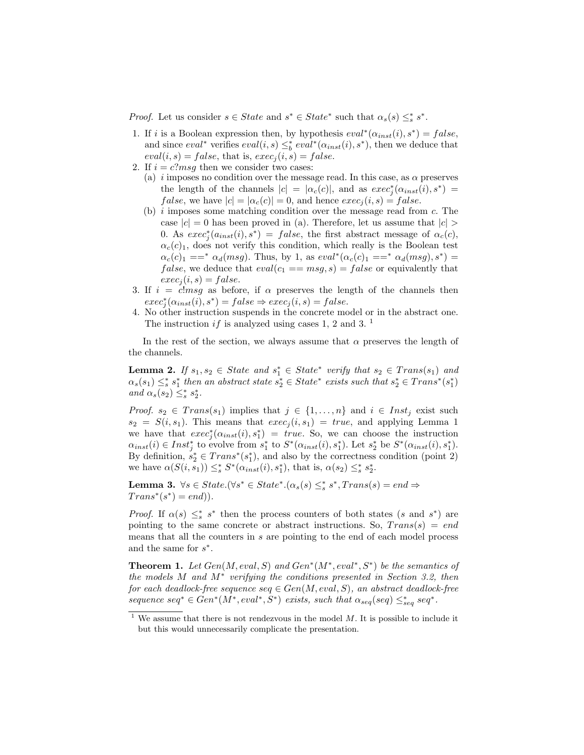*Proof.* Let us consider $s \in State$ and $s^* \in State^*$ such that $\alpha_s(s) \leq_s^* s^*$.

1. If $i$ is a Boolean expression then, by hypothesis $eval^*(\alpha_{inst}(i), s^*) = false$, and since $eval^*$ verifies $eval(i,s) \leq_b^* eval^*(\alpha_{inst}(i), s^*)$, then we deduce that $eval(i,s) = false$, that is, $exec_j(i,s) = false$.
2. If $i = c?msg$ then we consider two cases:
   (a) $i$ imposes no condition over the message read. In this case, as $\alpha$ preserves the length of the channels $|c| = |\alpha_c(c)|$, and as $exec_j^*(\alpha_{inst}(i), s^*) = false$, we have $|c| = |\alpha_c(c)| = 0$, and hence $exec_j(i,s) = false$.
   (b) $i$ imposes some matching condition over the message read from $c$. The case $|c| = 0$ has been proved in (a). Therefore, let us assume that $|c| > 0$. As $exec_j^*(a_{inst}(i), s^*) = false$, the first abstract message of $\alpha_c(c)$, $\alpha_c(c)_1$, does not verify this condition, which really is the Boolean test $\alpha_c(c)_1 ==^* \alpha_d(msg)$. Thus, by 1, as $eval^*(\alpha_c(c)_1 ==^* \alpha_d(msg), s^*) = false$, we deduce that $eval(c_1 == msg, s) = false$ or equivalently that $exec_j(i,s) = false$.
3. If $i = c!msg$ as before, if $\alpha$ preserves the length of the channels then $exec_j^*(\alpha_{inst}(i), s^*) = false \Rightarrow exec_j(i,s) = false$.
4. No other instruction suspends in the concrete model or in the abstract one. The instruction $if$ is analyzed using cases 1, 2 and 3. [1]

In the rest of the section, we always assume that $\alpha$ preserves the length of the channels.

**Lemma 2.** *If $s_1, s_2 \in State$ and $s_1^* \in State^*$ verify that $s_2 \in Trans(s_1)$ and $\alpha_s(s_1) \leq_s^* s_1^*$ then an abstract state $s_2^* \in State^*$ exists such that $s_2^* \in Trans^*(s_1^*)$ and $\alpha_s(s_2) \leq_s^* s_2^*$.*

*Proof.* $s_2 \in Trans(s_1)$ implies that $j \in \{1, \ldots, n\}$ and $i \in Inst_j$ exist such $s_2 = S(i, s_1)$. This means that $exec_j(i, s_1) = true$, and applying Lemma 1 we have that $exec_j^*(\alpha_{inst}(i), s_1^*) = true$. So, we can choose the instruction $\alpha_{inst}(i) \in Inst_j^*$ to evolve from $s_1^*$ to $S^*(\alpha_{inst}(i), s_1^*)$. Let $s_2^*$ be $S^*(\alpha_{inst}(i), s_1^*)$. By definition, $s_2^* \in Trans^*(s_1^*)$, and also by the correctness condition (point 2) we have $\alpha(S(i, s_1)) \leq_s^* S^*(\alpha_{inst}(i), s_1^*)$, that is, $\alpha(s_2) \leq_s^* s_2^*$.

**Lemma 3.** $\forall s \in State.(\forall s^* \in State^*.(\alpha_s(s) \leq_s^* s^*, Trans(s) = end \Rightarrow Trans^*(s^*) = end))$.

*Proof.* If $\alpha(s) \leq_s^* s^*$ then the process counters of both states ($s$ and $s^*$) are pointing to the same concrete or abstract instructions. So, $Trans(s) = end$ means that all the counters in $s$ are pointing to the end of each model process and the same for $s^*$.

**Theorem 1.** *Let $Gen(M, eval, S)$ and $Gen^*(M^*, eval^*, S^*)$ be the semantics of the models $M$ and $M^*$ verifying the conditions presented in Section 3.2, then for each deadlock-free sequence $seq \in Gen(M, eval, S)$, an abstract deadlock-free sequence $seq^* \in Gen^*(M^*, eval^*, S^*)$ exists, such that $\alpha_{seq}(seq) \leq_{seq}^* seq^*$.*

---

[1] We assume that there is not rendezvous in the model $M$. It is possible to include it but this would unnecessarily complicate the presentation.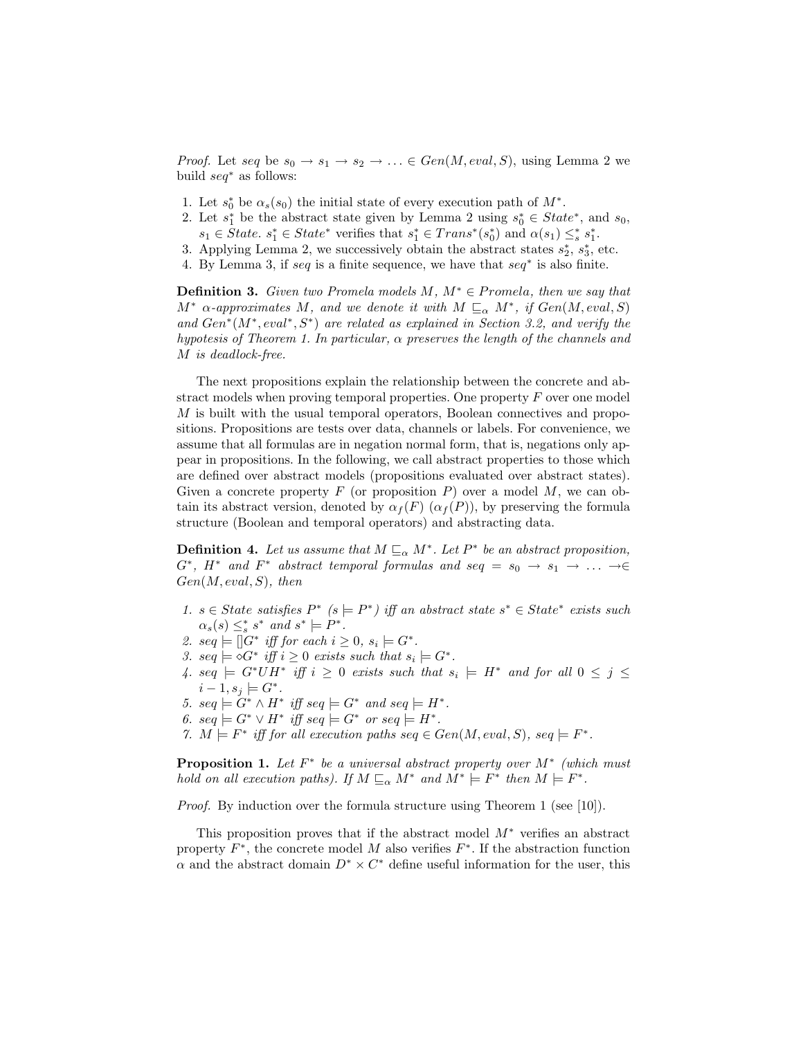*Proof.* Let $seq$ be $s_0 \rightarrow s_1 \rightarrow s_2 \rightarrow \ldots \in Gen(M, eval, S)$, using Lemma 2 we build $seq^*$ as follows:

1. Let $s_0^*$ be $\alpha_s(s_0)$ the initial state of every execution path of $M^*$.
2. Let $s_1^*$ be the abstract state given by Lemma 2 using $s_0^* \in State^*$, and $s_0$, $s_1 \in State$. $s_1^* \in State^*$ verifies that $s_1^* \in Trans^*(s_0^*)$ and $\alpha(s_1) \leq_s^* s_1^*$.
3. Applying Lemma 2, we successively obtain the abstract states $s_2^*$, $s_3^*$, etc.
4. By Lemma 3, if $seq$ is a finite sequence, we have that $seq^*$ is also finite.

**Definition 3.** *Given two Promela models $M$, $M^* \in Promela$, then we say that $M^*$ $\alpha$-approximates $M$, and we denote it with $M \sqsubseteq_\alpha M^*$, if $Gen(M, eval, S)$ and $Gen^*(M^*, eval^*, S^*)$ are related as explained in Section 3.2, and verify the hypotesis of Theorem 1. In particular, $\alpha$ preserves the length of the channels and $M$ is deadlock-free.*

The next propositions explain the relationship between the concrete and abstract models when proving temporal properties. One property $F$ over one model $M$ is built with the usual temporal operators, Boolean connectives and propositions. Propositions are tests over data, channels or labels. For convenience, we assume that all formulas are in negation normal form, that is, negations only appear in propositions. In the following, we call abstract properties to those which are defined over abstract models (propositions evaluated over abstract states). Given a concrete property $F$ (or proposition $P$) over a model $M$, we can obtain its abstract version, denoted by $\alpha_f(F)$ ($\alpha_f(P)$), by preserving the formula structure (Boolean and temporal operators) and abstracting data.

**Definition 4.** *Let us assume that $M \sqsubseteq_\alpha M^*$. Let $P^*$ be an abstract proposition, $G^*$, $H^*$ and $F^*$ abstract temporal formulas and $seq = s_0 \rightarrow s_1 \rightarrow \ldots \rightarrow \in Gen(M, eval, S)$, then*

1. *$s \in State$ satisfies $P^*$ ($s \models P^*$) iff an abstract state $s^* \in State^*$ exists such $\alpha_s(s) \leq_s^* s^*$ and $s^* \models P^*$.*
2. *$seq \models []G^*$ iff for each $i \geq 0$, $s_i \models G^*$.*
3. *$seq \models \diamond G^*$ iff $i \geq 0$ exists such that $s_i \models G^*$.*
4. *$seq \models G^* U H^*$ iff $i \geq 0$ exists such that $s_i \models H^*$ and for all $0 \leq j \leq i-1, s_j \models G^*$.*
5. *$seq \models G^* \wedge H^*$ iff $seq \models G^*$ and $seq \models H^*$.*
6. *$seq \models G^* \vee H^*$ iff $seq \models G^*$ or $seq \models H^*$.*
7. *$M \models F^*$ iff for all execution paths $seq \in Gen(M, eval, S)$, $seq \models F^*$.*

**Proposition 1.** *Let $F^*$ be a universal abstract property over $M^*$ (which must hold on all execution paths). If $M \sqsubseteq_\alpha M^*$ and $M^* \models F^*$ then $M \models F^*$.*

*Proof.* By induction over the formula structure using Theorem 1 (see [10]).

This proposition proves that if the abstract model $M^*$ verifies an abstract property $F^*$, the concrete model $M$ also verifies $F^*$. If the abstraction function $\alpha$ and the abstract domain $D^* \times C^*$ define useful information for the user, this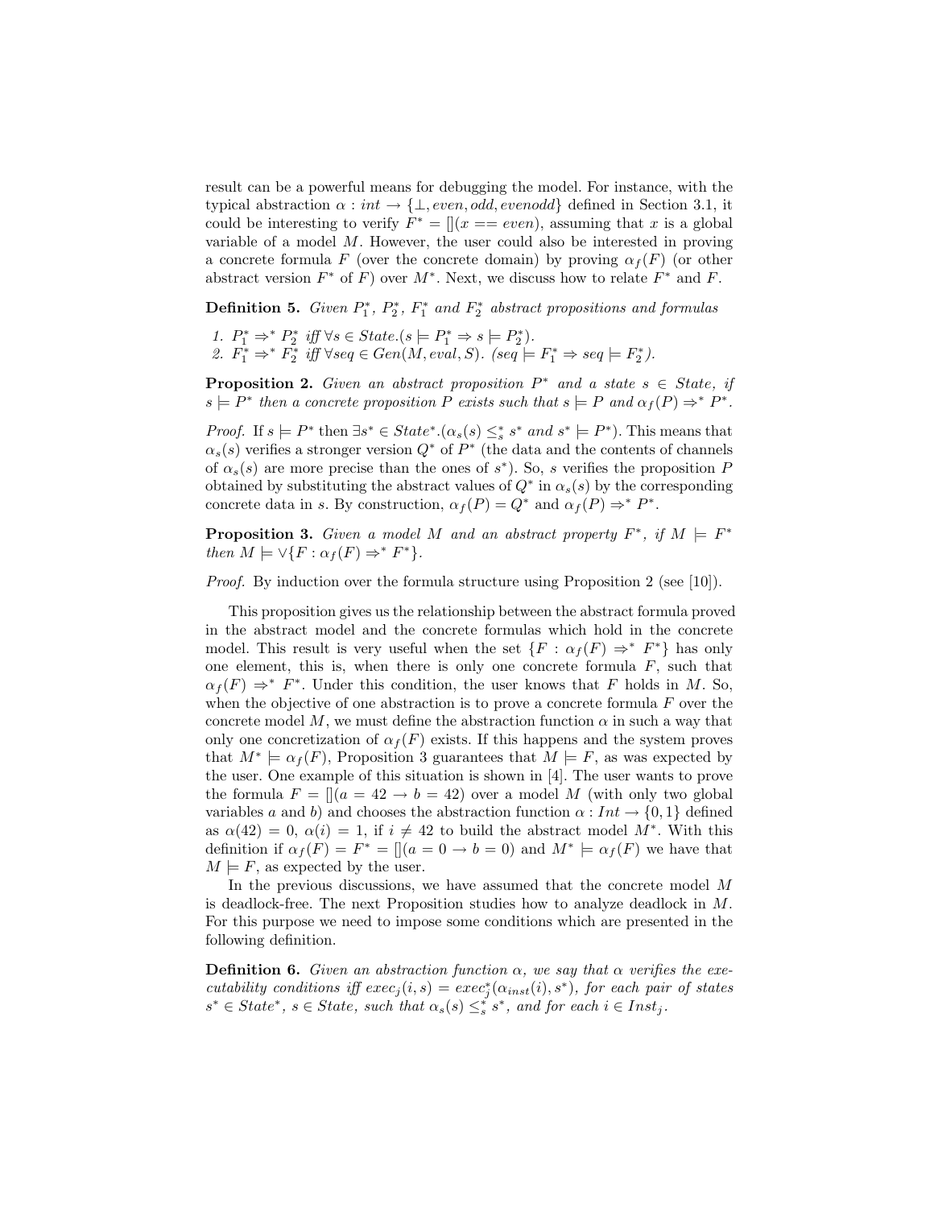result can be a powerful means for debugging the model. For instance, with the typical abstraction $\alpha : int \rightarrow \{\bot, even, odd, evenodd\}$ defined in Section 3.1, it could be interesting to verify $F^* = [](x == even)$, assuming that $x$ is a global variable of a model $M$. However, the user could also be interested in proving a concrete formula $F$ (over the concrete domain) by proving $\alpha_f(F)$ (or other abstract version $F^*$ of $F$) over $M^*$. Next, we discuss how to relate $F^*$ and $F$.

**Definition 5.** *Given $P_1^*$, $P_2^*$, $F_1^*$ and $F_2^*$ abstract propositions and formulas*

1. $P_1^* \Rightarrow^* P_2^*$ *iff* $\forall s \in State.(s \models P_1^* \Rightarrow s \models P_2^*)$.
2. $F_1^* \Rightarrow^* F_2^*$ *iff* $\forall seq \in Gen(M, eval, S)$. $(seq \models F_1^* \Rightarrow seq \models F_2^*)$.

**Proposition 2.** *Given an abstract proposition $P^*$ and a state $s \in State$, if $s \models P^*$ then a concrete proposition $P$ exists such that $s \models P$ and $\alpha_f(P) \Rightarrow^* P^*$.*

*Proof.* If $s \models P^*$ then $\exists s^* \in State^*.(\alpha_s(s) \leq_s^* s^*$ *and* $s^* \models P^*)$. This means that $\alpha_s(s)$ verifies a stronger version $Q^*$ of $P^*$ (the data and the contents of channels of $\alpha_s(s)$ are more precise than the ones of $s^*$). So, $s$ verifies the proposition $P$ obtained by substituting the abstract values of $Q^*$ in $\alpha_s(s)$ by the corresponding concrete data in $s$. By construction, $\alpha_f(P) = Q^*$ and $\alpha_f(P) \Rightarrow^* P^*$.

**Proposition 3.** *Given a model $M$ and an abstract property $F^*$, if $M \models F^*$ then $M \models \vee\{F : \alpha_f(F) \Rightarrow^* F^*\}$.*

*Proof.* By induction over the formula structure using Proposition 2 (see [10]).

This proposition gives us the relationship between the abstract formula proved in the abstract model and the concrete formulas which hold in the concrete model. This result is very useful when the set $\{F : \alpha_f(F) \Rightarrow^* F^*\}$ has only one element, this is, when there is only one concrete formula $F$, such that $\alpha_f(F) \Rightarrow^* F^*$. Under this condition, the user knows that $F$ holds in $M$. So, when the objective of one abstraction is to prove a concrete formula $F$ over the concrete model $M$, we must define the abstraction function $\alpha$ in such a way that only one concretization of $\alpha_f(F)$ exists. If this happens and the system proves that $M^* \models \alpha_f(F)$, Proposition 3 guarantees that $M \models F$, as was expected by the user. One example of this situation is shown in [4]. The user wants to prove the formula $F = [](a = 42 \rightarrow b = 42)$ over a model $M$ (with only two global variables $a$ and $b$) and chooses the abstraction function $\alpha : Int \rightarrow \{0, 1\}$ defined as $\alpha(42) = 0$, $\alpha(i) = 1$, if $i \neq 42$ to build the abstract model $M^*$. With this definition if $\alpha_f(F) = F^* = [](a = 0 \rightarrow b = 0)$ and $M^* \models \alpha_f(F)$ we have that $M \models F$, as expected by the user.

In the previous discussions, we have assumed that the concrete model $M$ is deadlock-free. The next Proposition studies how to analyze deadlock in $M$. For this purpose we need to impose some conditions which are presented in the following definition.

**Definition 6.** *Given an abstraction function $\alpha$, we say that $\alpha$ verifies the executability conditions iff $exec_j(i, s) = exec_j^*(\alpha_{inst}(i), s^*)$, for each pair of states $s^* \in State^*$, $s \in State$, such that $\alpha_s(s) \leq_s^* s^*$, and for each $i \in Inst_j$.*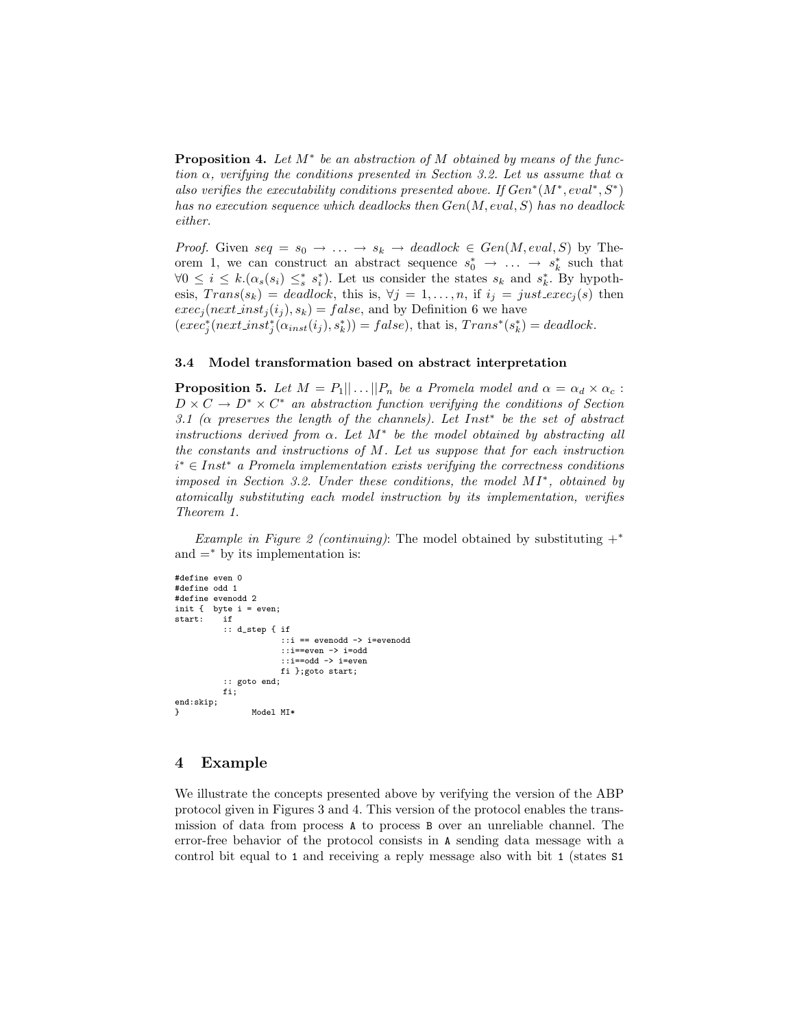**Proposition 4.** *Let $M^*$ be an abstraction of $M$ obtained by means of the function $\alpha$, verifying the conditions presented in Section 3.2. Let us assume that $\alpha$ also verifies the executability conditions presented above. If $Gen^*(M^*, eval^*, S^*)$ has no execution sequence which deadlocks then $Gen(M, eval, S)$ has no deadlock either.*

*Proof.* Given $seq = s_0 \rightarrow \ldots \rightarrow s_k \rightarrow deadlock \in Gen(M, eval, S)$ by Theorem 1, we can construct an abstract sequence $s_0^* \rightarrow \ldots \rightarrow s_k^*$ such that $\forall 0 \leq i \leq k.(\alpha_s(s_i) \leq_s^* s_i^*)$. Let us consider the states $s_k$ and $s_k^*$. By hypothesis, $Trans(s_k) = deadlock$, this is, $\forall j = 1, \ldots, n$, if $i_j = just\_exec_j(s)$ then $exec_j(next\_inst_j(i_j), s_k) = false$, and by Definition 6 we have $(exec_j^*(next\_inst_j^*(\alpha_{inst}(i_j), s_k^*)) = false)$, that is, $Trans^*(s_k^*) = deadlock$.

### 3.4 Model transformation based on abstract interpretation

**Proposition 5.** *Let $M = P_1 || \ldots || P_n$ be a Promela model and $\alpha = \alpha_d \times \alpha_c : D \times C \rightarrow D^* \times C^*$ an abstraction function verifying the conditions of Section 3.1 ($\alpha$ preserves the length of the channels). Let $Inst^*$ be the set of abstract instructions derived from $\alpha$. Let $M^*$ be the model obtained by abstracting all the constants and instructions of $M$. Let us suppose that for each instruction $i^* \in Inst^*$ a Promela implementation exists verifying the correctness conditions imposed in Section 3.2. Under these conditions, the model $MI^*$, obtained by atomically substituting each model instruction by its implementation, verifies Theorem 1.*

*Example in Figure 2 (continuing)*: The model obtained by substituting $+^*$ and $=^*$ by its implementation is:

```
#define even 0
#define odd 1
#define evenodd 2
init {  byte i = even;
start:    if
          :: d_step { if
                     ::i == evenodd -> i=evenodd
                     ::i==even -> i=odd
                     ::i==odd -> i=even
                     fi };goto start;
          :: goto end;
          fi;
end:skip;
}              Model MI*
```

## 4 Example

We illustrate the concepts presented above by verifying the version of the ABP protocol given in Figures 3 and 4. This version of the protocol enables the transmission of data from process A to process B over an unreliable channel. The error-free behavior of the protocol consists in A sending data message with a control bit equal to 1 and receiving a reply message also with bit 1 (states S1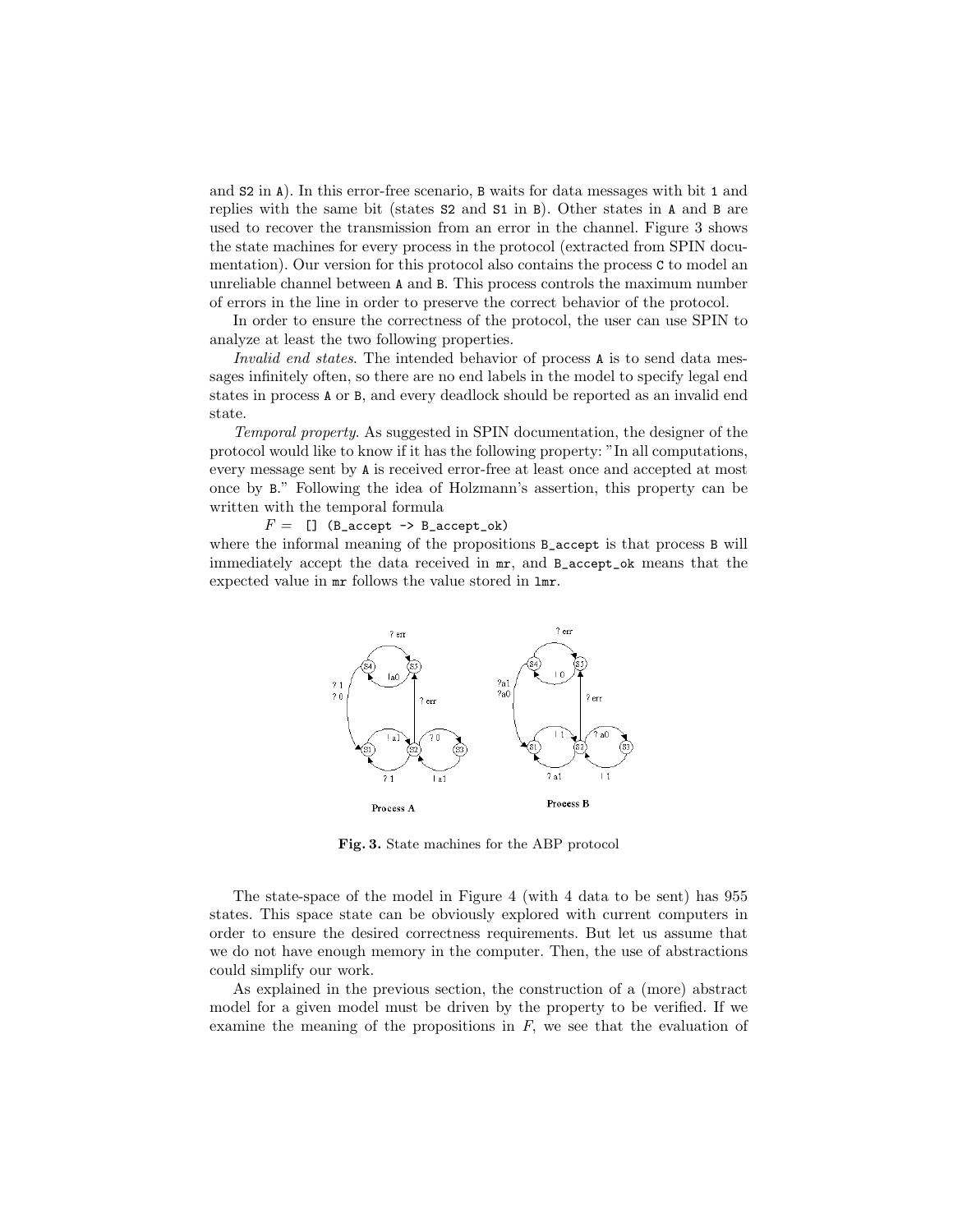and S2 in A). In this error-free scenario, B waits for data messages with bit 1 and replies with the same bit (states S2 and S1 in B). Other states in A and B are used to recover the transmission from an error in the channel. Figure 3 shows the state machines for every process in the protocol (extracted from SPIN documentation). Our version for this protocol also contains the process C to model an unreliable channel between A and B. This process controls the maximum number of errors in the line in order to preserve the correct behavior of the protocol.

In order to ensure the correctness of the protocol, the user can use SPIN to analyze at least the two following properties.

*Invalid end states*. The intended behavior of process A is to send data messages infinitely often, so there are no end labels in the model to specify legal end states in process A or B, and every deadlock should be reported as an invalid end state.

*Temporal property*. As suggested in SPIN documentation, the designer of the protocol would like to know if it has the following property: "In all computations, every message sent by A is received error-free at least once and accepted at most once by B." Following the idea of Holzmann's assertion, this property can be written with the temporal formula

$F =$ `[] (B_accept -> B_accept_ok)`

where the informal meaning of the propositions `B_accept` is that process B will immediately accept the data received in `mr`, and `B_accept_ok` means that the expected value in `mr` follows the value stored in `lmr`.

? err
S4
S5
! a0
? 1
? 0
? err
! a1
? 0
S1
S2
S3
? 1
! a1

Process A

? err
S4
S5
! 0
?a1
?a0
? err
! 1
? a0
S1
S2
S3
? a1
! 1

Process B

**Fig. 3.** State machines for the ABP protocol

The state-space of the model in Figure 4 (with 4 data to be sent) has 955 states. This space state can be obviously explored with current computers in order to ensure the desired correctness requirements. But let us assume that we do not have enough memory in the computer. Then, the use of abstractions could simplify our work.

As explained in the previous section, the construction of a (more) abstract model for a given model must be driven by the property to be verified. If we examine the meaning of the propositions in $F$, we see that the evaluation of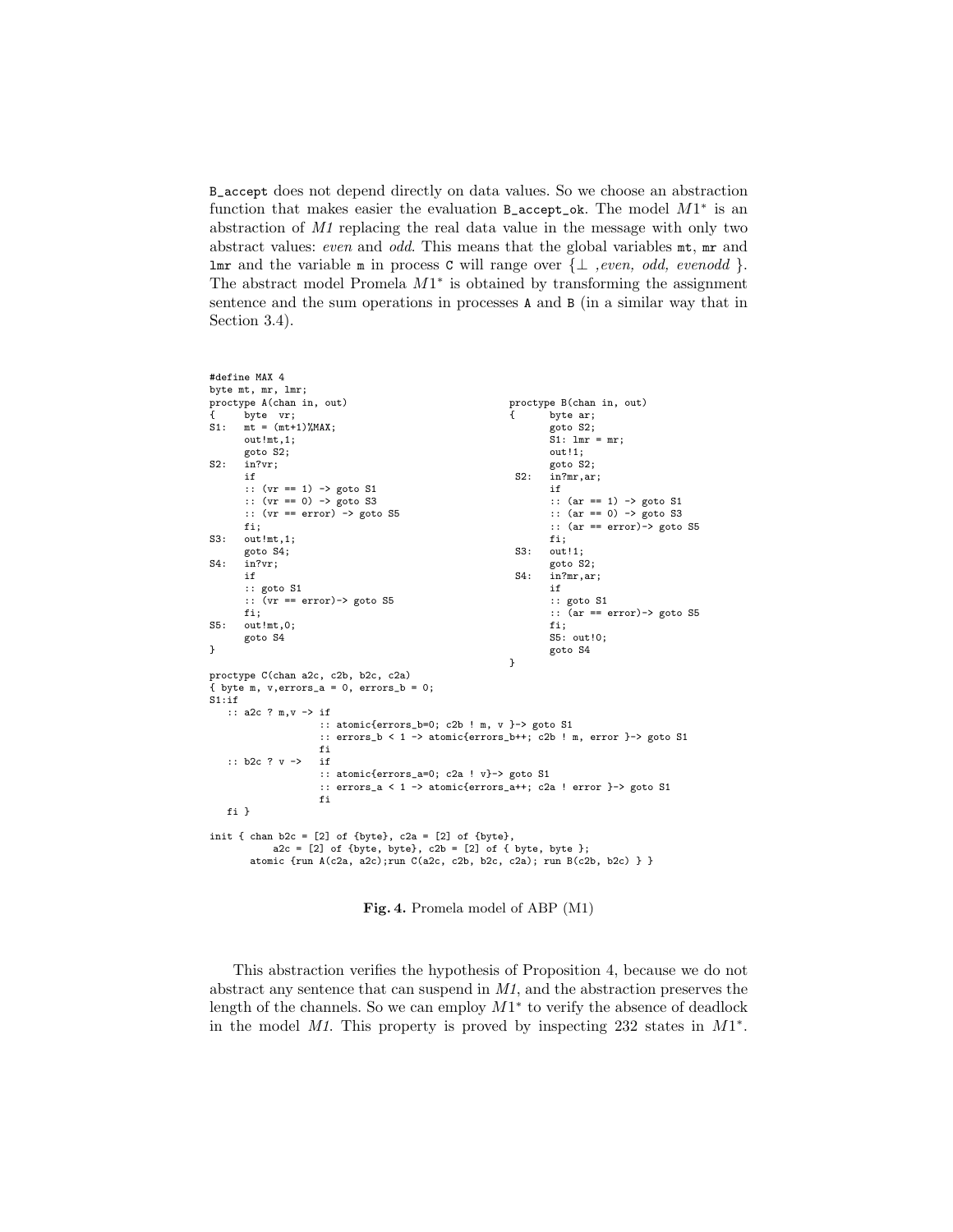B_accept does not depend directly on data values. So we choose an abstraction function that makes easier the evaluation B_accept_ok. The model $M1^*$ is an abstraction of *M1* replacing the real data value in the message with only two abstract values: *even* and *odd*. This means that the global variables mt, mr and lmr and the variable m in process C will range over $\{\perp, even, odd, evenodd\}$. The abstract model Promela $M1^*$ is obtained by transforming the assignment sentence and the sum operations in processes A and B (in a similar way that in Section 3.4).

```
#define MAX 4
byte mt, mr, lmr;
proctype A(chan in, out)
{     byte  vr;
S1:   mt = (mt+1)%MAX;
      out!mt,1;
      goto S2;
S2:   in?vr;
      if
      :: (vr == 1) -> goto S1
      :: (vr == 0) -> goto S3
      :: (vr == error) -> goto S5
      fi;
S3:   out!mt,1;
      goto S4;
S4:   in?vr;
      if
      :: goto S1
      :: (vr == error)-> goto S5
      fi;
S5:   out!mt,0;
      goto S4
}

proctype B(chan in, out)
{     byte ar;
      goto S2;
      S1: lmr = mr;
      out!1;
      goto S2;
 S2:  in?mr,ar;
      if
      :: (ar == 1) -> goto S1
      :: (ar == 0) -> goto S3
      :: (ar == error)-> goto S5
      fi;
 S3:  out!1;
      goto S2;
 S4:  in?mr,ar;
      if
      :: goto S1
      :: (ar == error)-> goto S5
      fi;
      S5: out!0;
      goto S4
}

proctype C(chan a2c, c2b, b2c, c2a)
{ byte m, v,errors_a = 0, errors_b = 0;
S1:if
   :: a2c ? m,v -> if
                   :: atomic{errors_b=0; c2b ! m, v }-> goto S1
                   :: errors_b < 1 -> atomic{errors_b++; c2b ! m, error }-> goto S1
                   fi
   :: b2c ? v ->   if
                   :: atomic{errors_a=0; c2a ! v}-> goto S1
                   :: errors_a < 1 -> atomic{errors_a++; c2a ! error }-> goto S1
                   fi
   fi }

init { chan b2c = [2] of {byte}, c2a = [2] of {byte},
          a2c = [2] of {byte, byte}, c2b = [2] of { byte, byte };
       atomic {run A(c2a, a2c);run C(a2c, c2b, b2c, c2a); run B(c2b, b2c) } }
```

**Fig. 4.** Promela model of ABP (M1)

This abstraction verifies the hypothesis of Proposition 4, because we do not abstract any sentence that can suspend in *M1*, and the abstraction preserves the length of the channels. So we can employ $M1^*$ to verify the absence of deadlock in the model *M1*. This property is proved by inspecting 232 states in $M1^*$.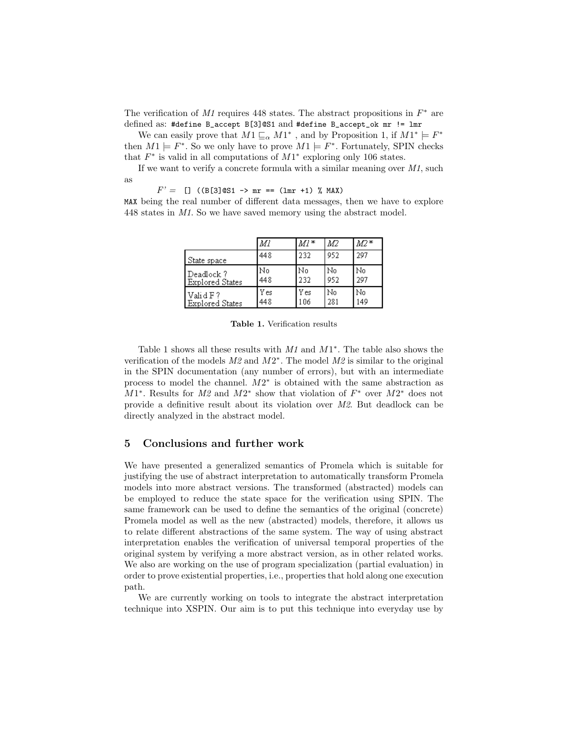The verification of *M1* requires 448 states. The abstract propositions in $F^*$ are defined as: `#define B_accept B[3]@S1` and `#define B_accept_ok mr != lmr`

We can easily prove that $M1 \sqsubseteq_\alpha M1^*$ , and by Proposition 1, if $M1^* \models F^*$ then $M1 \models F^*$. So we only have to prove $M1 \models F^*$. Fortunately, SPIN checks that $F^*$ is valid in all computations of $M1^*$ exploring only 106 states.

If we want to verify a concrete formula with a similar meaning over *M1*, such as

$F'$ = `[] ((B[3]@S1 -> mr == (lmr +1) % MAX)`

`MAX` being the real number of different data messages, then we have to explore 448 states in *M1*. So we have saved memory using the abstract model.

| | *M1* | *M1\** | *M2* | *M2\** |
|---|---|---|---|---|
| State space | 448 | 232 | 952 | 297 |
| Deadlock ? Explored States | No 448 | No 232 | No 952 | No 297 |
| Valid F ? Explored States | Yes 448 | Yes 106 | No 281 | No 149 |

**Table 1.** Verification results

Table 1 shows all these results with *M1* and $M1^*$. The table also shows the verification of the models *M2* and $M2^*$. The model *M2* is similar to the original in the SPIN documentation (any number of errors), but with an intermediate process to model the channel. $M2^*$ is obtained with the same abstraction as $M1^*$. Results for *M2* and $M2^*$ show that violation of $F^*$ over $M2^*$ does not provide a definitive result about its violation over *M2*. But deadlock can be directly analyzed in the abstract model.

## 5 Conclusions and further work

We have presented a generalized semantics of Promela which is suitable for justifying the use of abstract interpretation to automatically transform Promela models into more abstract versions. The transformed (abstracted) models can be employed to reduce the state space for the verification using SPIN. The same framework can be used to define the semantics of the original (concrete) Promela model as well as the new (abstracted) models, therefore, it allows us to relate different abstractions of the same system. The way of using abstract interpretation enables the verification of universal temporal properties of the original system by verifying a more abstract version, as in other related works. We also are working on the use of program specialization (partial evaluation) in order to prove existential properties, i.e., properties that hold along one execution path.

We are currently working on tools to integrate the abstract interpretation technique into XSPIN. Our aim is to put this technique into everyday use by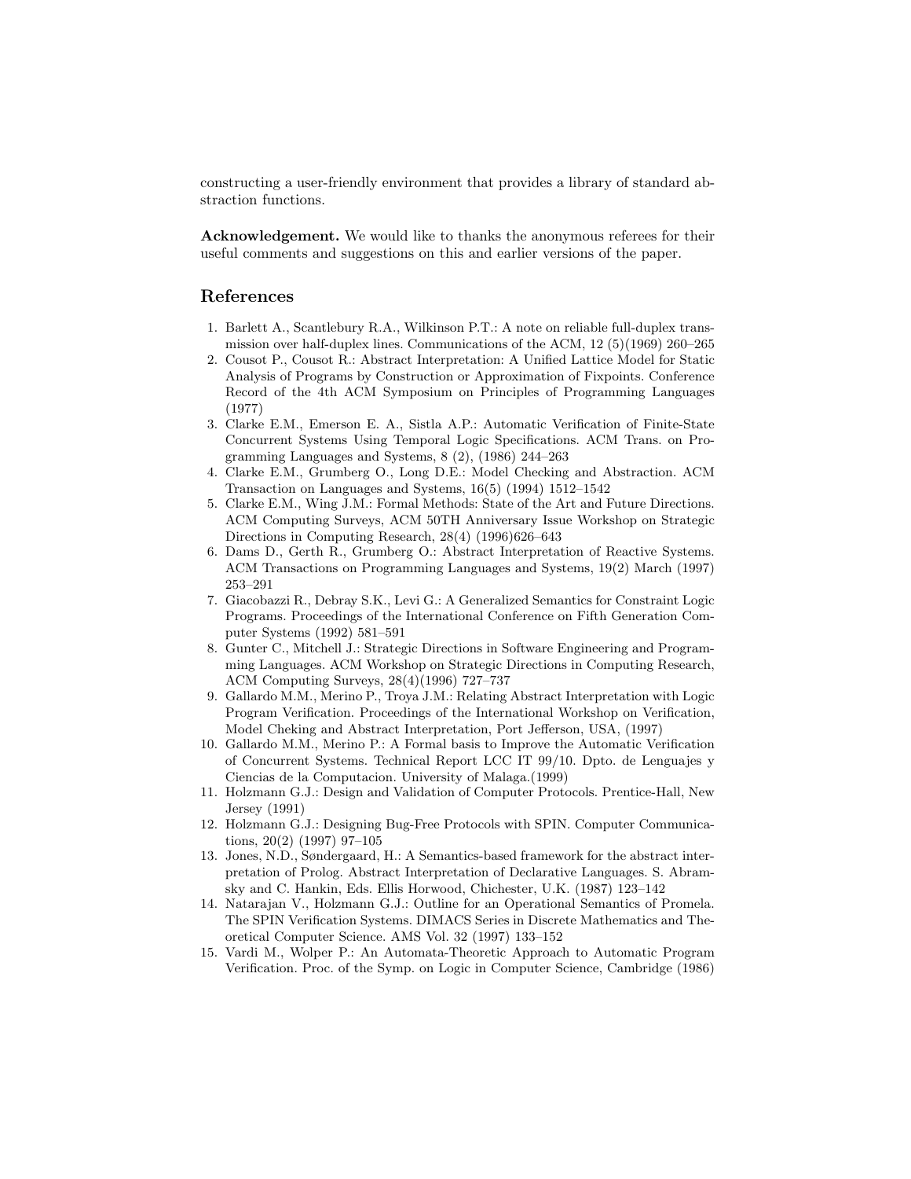constructing a user-friendly environment that provides a library of standard abstraction functions.

**Acknowledgement.** We would like to thanks the anonymous referees for their useful comments and suggestions on this and earlier versions of the paper.

## References

1. Barlett A., Scantlebury R.A., Wilkinson P.T.: A note on reliable full-duplex transmission over half-duplex lines. Communications of the ACM, 12 (5)(1969) 260–265
2. Cousot P., Cousot R.: Abstract Interpretation: A Unified Lattice Model for Static Analysis of Programs by Construction or Approximation of Fixpoints. Conference Record of the 4th ACM Symposium on Principles of Programming Languages (1977)
3. Clarke E.M., Emerson E. A., Sistla A.P.: Automatic Verification of Finite-State Concurrent Systems Using Temporal Logic Specifications. ACM Trans. on Programming Languages and Systems, 8 (2), (1986) 244–263
4. Clarke E.M., Grumberg O., Long D.E.: Model Checking and Abstraction. ACM Transaction on Languages and Systems, 16(5) (1994) 1512–1542
5. Clarke E.M., Wing J.M.: Formal Methods: State of the Art and Future Directions. ACM Computing Surveys, ACM 50TH Anniversary Issue Workshop on Strategic Directions in Computing Research, 28(4) (1996)626–643
6. Dams D., Gerth R., Grumberg O.: Abstract Interpretation of Reactive Systems. ACM Transactions on Programming Languages and Systems, 19(2) March (1997) 253–291
7. Giacobazzi R., Debray S.K., Levi G.: A Generalized Semantics for Constraint Logic Programs. Proceedings of the International Conference on Fifth Generation Computer Systems (1992) 581–591
8. Gunter C., Mitchell J.: Strategic Directions in Software Engineering and Programming Languages. ACM Workshop on Strategic Directions in Computing Research, ACM Computing Surveys, 28(4)(1996) 727–737
9. Gallardo M.M., Merino P., Troya J.M.: Relating Abstract Interpretation with Logic Program Verification. Proceedings of the International Workshop on Verification, Model Cheking and Abstract Interpretation, Port Jefferson, USA, (1997)
10. Gallardo M.M., Merino P.: A Formal basis to Improve the Automatic Verification of Concurrent Systems. Technical Report LCC IT 99/10. Dpto. de Lenguajes y Ciencias de la Computacion. University of Malaga.(1999)
11. Holzmann G.J.: Design and Validation of Computer Protocols. Prentice-Hall, New Jersey (1991)
12. Holzmann G.J.: Designing Bug-Free Protocols with SPIN. Computer Communications, 20(2) (1997) 97–105
13. Jones, N.D., Søndergaard, H.: A Semantics-based framework for the abstract interpretation of Prolog. Abstract Interpretation of Declarative Languages. S. Abramsky and C. Hankin, Eds. Ellis Horwood, Chichester, U.K. (1987) 123–142
14. Natarajan V., Holzmann G.J.: Outline for an Operational Semantics of Promela. The SPIN Verification Systems. DIMACS Series in Discrete Mathematics and Theoretical Computer Science. AMS Vol. 32 (1997) 133–152
15. Vardi M., Wolper P.: An Automata-Theoretic Approach to Automatic Program Verification. Proc. of the Symp. on Logic in Computer Science, Cambridge (1986)